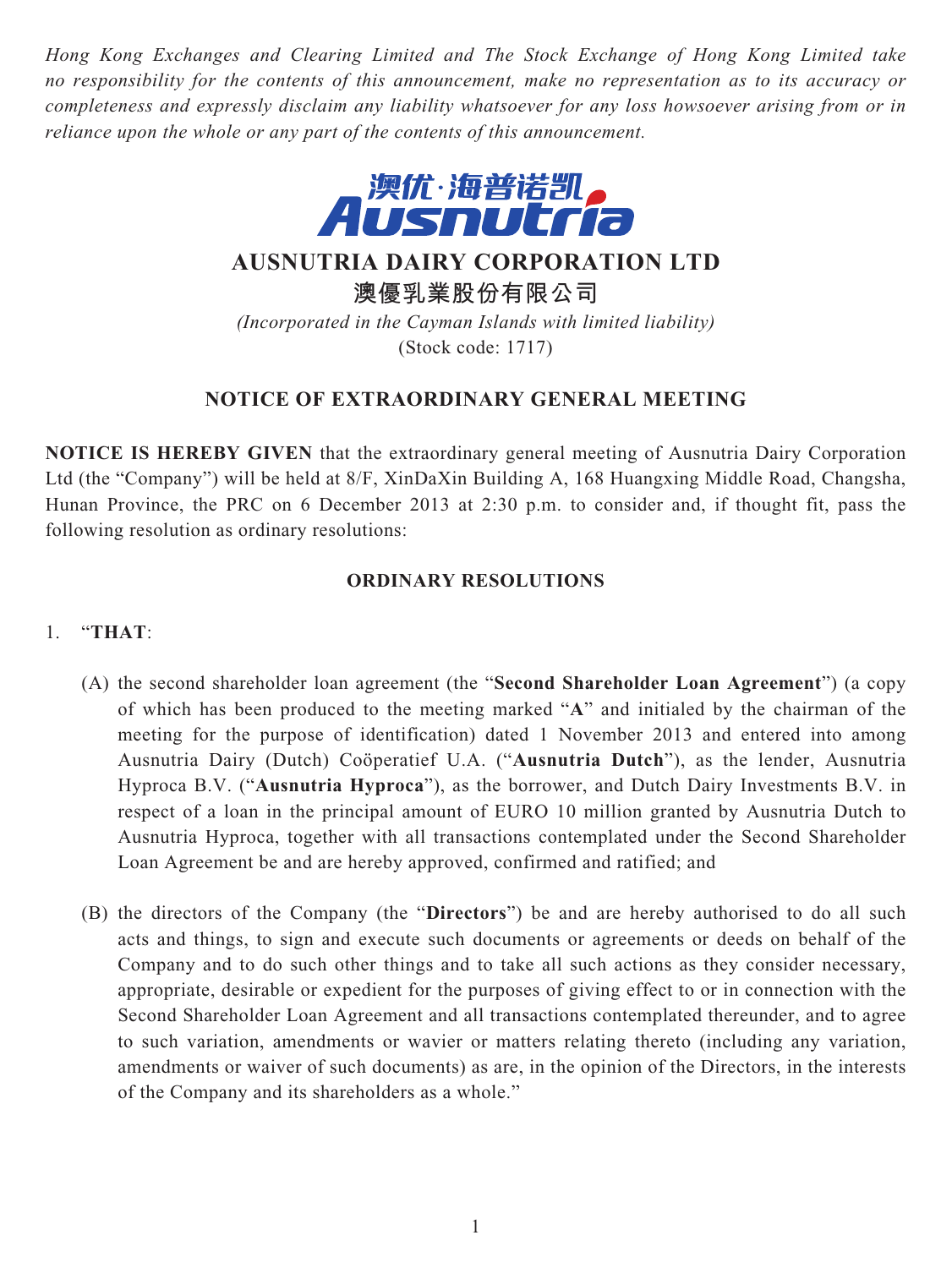*Hong Kong Exchanges and Clearing Limited and The Stock Exchange of Hong Kong Limited take no responsibility for the contents of this announcement, make no representation as to its accuracy or completeness and expressly disclaim any liability whatsoever for any loss howsoever arising from or in reliance upon the whole or any part of the contents of this announcement.*

澳优·海普诺凯
Ausnutria

# AUSNUTRIA DAIRY CORPORATION LTD

# 澳優乳業股份有限公司

*(Incorporated in the Cayman Islands with limited liability)*
(Stock code: 1717)

## NOTICE OF EXTRAORDINARY GENERAL MEETING

**NOTICE IS HEREBY GIVEN** that the extraordinary general meeting of Ausnutria Dairy Corporation Ltd (the "Company") will be held at 8/F, XinDaXin Building A, 168 Huangxing Middle Road, Changsha, Hunan Province, the PRC on 6 December 2013 at 2:30 p.m. to consider and, if thought fit, pass the following resolution as ordinary resolutions:

### ORDINARY RESOLUTIONS

1. "**THAT**:

   (A) the second shareholder loan agreement (the "**Second Shareholder Loan Agreement**") (a copy of which has been produced to the meeting marked "**A**" and initialed by the chairman of the meeting for the purpose of identification) dated 1 November 2013 and entered into among Ausnutria Dairy (Dutch) Coöperatief U.A. ("**Ausnutria Dutch**"), as the lender, Ausnutria Hyproca B.V. ("**Ausnutria Hyproca**"), as the borrower, and Dutch Dairy Investments B.V. in respect of a loan in the principal amount of EURO 10 million granted by Ausnutria Dutch to Ausnutria Hyproca, together with all transactions contemplated under the Second Shareholder Loan Agreement be and are hereby approved, confirmed and ratified; and

   (B) the directors of the Company (the "**Directors**") be and are hereby authorised to do all such acts and things, to sign and execute such documents or agreements or deeds on behalf of the Company and to do such other things and to take all such actions as they consider necessary, appropriate, desirable or expedient for the purposes of giving effect to or in connection with the Second Shareholder Loan Agreement and all transactions contemplated thereunder, and to agree to such variation, amendments or wavier or matters relating thereto (including any variation, amendments or waiver of such documents) as are, in the opinion of the Directors, in the interests of the Company and its shareholders as a whole."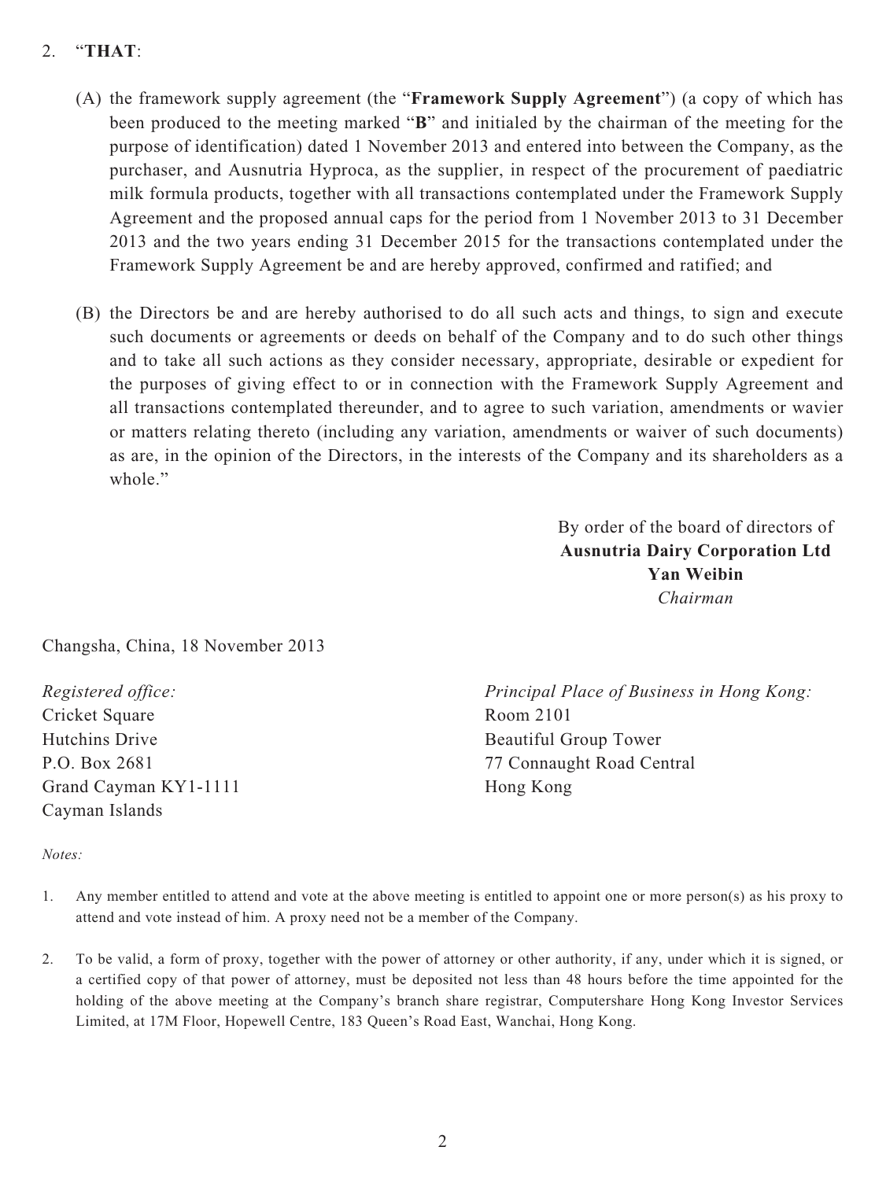2. "**THAT**:

   (A) the framework supply agreement (the "**Framework Supply Agreement**") (a copy of which has been produced to the meeting marked "**B**" and initialed by the chairman of the meeting for the purpose of identification) dated 1 November 2013 and entered into between the Company, as the purchaser, and Ausnutria Hyproca, as the supplier, in respect of the procurement of paediatric milk formula products, together with all transactions contemplated under the Framework Supply Agreement and the proposed annual caps for the period from 1 November 2013 to 31 December 2013 and the two years ending 31 December 2015 for the transactions contemplated under the Framework Supply Agreement be and are hereby approved, confirmed and ratified; and

   (B) the Directors be and are hereby authorised to do all such acts and things, to sign and execute such documents or agreements or deeds on behalf of the Company and to do such other things and to take all such actions as they consider necessary, appropriate, desirable or expedient for the purposes of giving effect to or in connection with the Framework Supply Agreement and all transactions contemplated thereunder, and to agree to such variation, amendments or wavier or matters relating thereto (including any variation, amendments or waiver of such documents) as are, in the opinion of the Directors, in the interests of the Company and its shareholders as a whole."

By order of the board of directors of
**Ausnutria Dairy Corporation Ltd**
**Yan Weibin**
*Chairman*

Changsha, China, 18 November 2013

*Registered office:*
Cricket Square
Hutchins Drive
P.O. Box 2681
Grand Cayman KY1-1111
Cayman Islands

*Principal Place of Business in Hong Kong:*
Room 2101
Beautiful Group Tower
77 Connaught Road Central
Hong Kong

*Notes:*

1. Any member entitled to attend and vote at the above meeting is entitled to appoint one or more person(s) as his proxy to attend and vote instead of him. A proxy need not be a member of the Company.

2. To be valid, a form of proxy, together with the power of attorney or other authority, if any, under which it is signed, or a certified copy of that power of attorney, must be deposited not less than 48 hours before the time appointed for the holding of the above meeting at the Company's branch share registrar, Computershare Hong Kong Investor Services Limited, at 17M Floor, Hopewell Centre, 183 Queen's Road East, Wanchai, Hong Kong.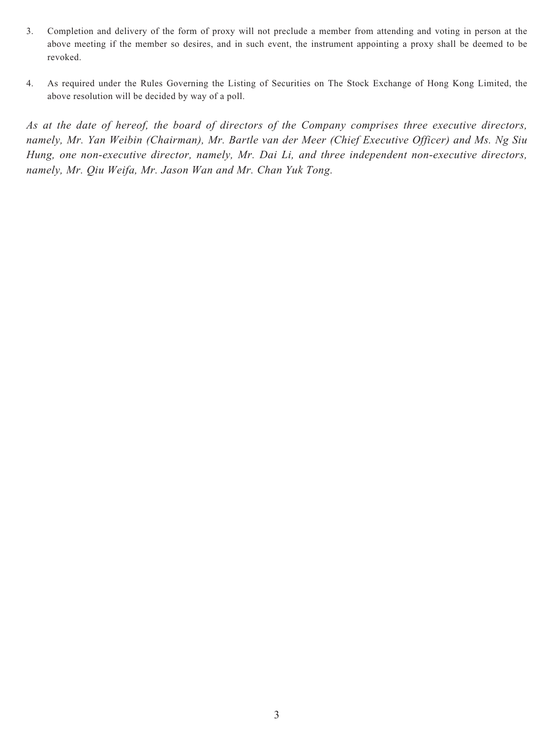3. Completion and delivery of the form of proxy will not preclude a member from attending and voting in person at the above meeting if the member so desires, and in such event, the instrument appointing a proxy shall be deemed to be revoked.

4. As required under the Rules Governing the Listing of Securities on The Stock Exchange of Hong Kong Limited, the above resolution will be decided by way of a poll.

*As at the date of hereof, the board of directors of the Company comprises three executive directors, namely, Mr. Yan Weibin (Chairman), Mr. Bartle van der Meer (Chief Executive Officer) and Ms. Ng Siu Hung, one non-executive director, namely, Mr. Dai Li, and three independent non-executive directors, namely, Mr. Qiu Weifa, Mr. Jason Wan and Mr. Chan Yuk Tong.*